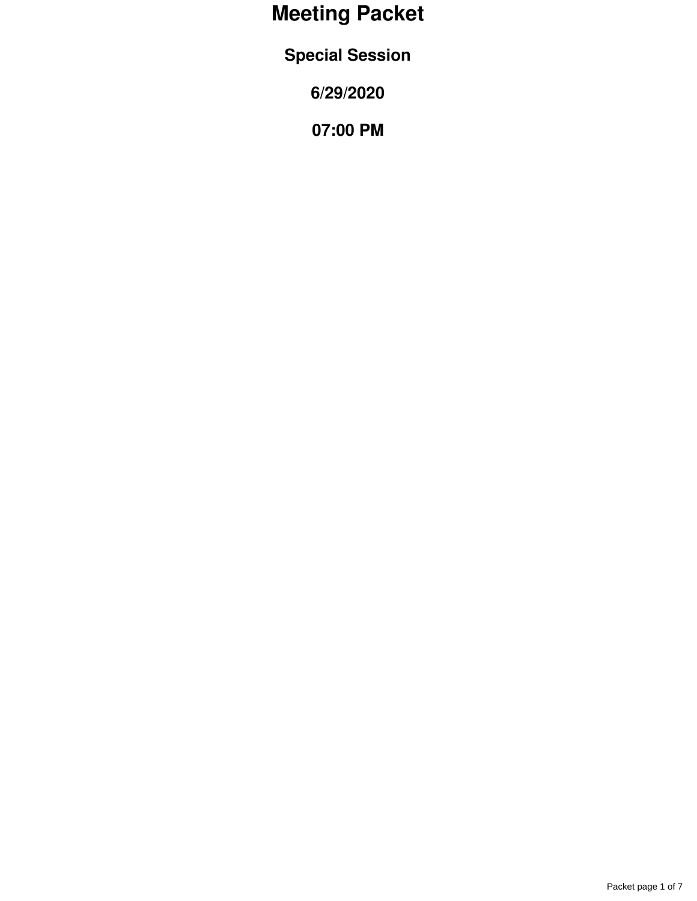# Meeting Packet

## Special Session

## 6/29/2020

## 07:00 PM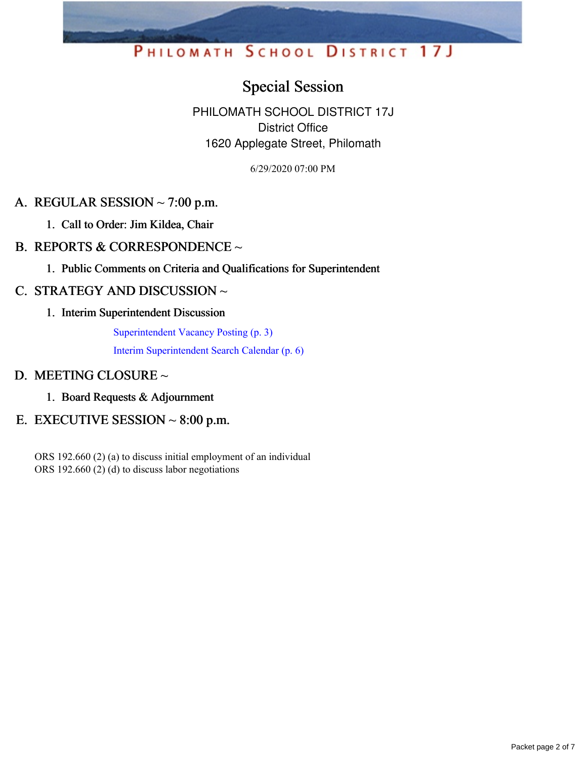# PHILOMATH SCHOOL DISTRICT 17J

## Special Session

PHILOMATH SCHOOL DISTRICT 17J
District Office
1620 Applegate Street, Philomath

6/29/2020 07:00 PM

### A. REGULAR SESSION ~ 7:00 p.m.

1. **Call to Order: Jim Kildea, Chair**

### B. REPORTS & CORRESPONDENCE ~

1. **Public Comments on Criteria and Qualifications for Superintendent**

### C. STRATEGY AND DISCUSSION ~

1. **Interim Superintendent Discussion**

   Superintendent Vacancy Posting (p. 3)

   Interim Superintendent Search Calendar (p. 6)

### D. MEETING CLOSURE ~

1. **Board Requests & Adjournment**

### E. EXECUTIVE SESSION ~ 8:00 p.m.

ORS 192.660 (2) (a) to discuss initial employment of an individual
ORS 192.660 (2) (d) to discuss labor negotiations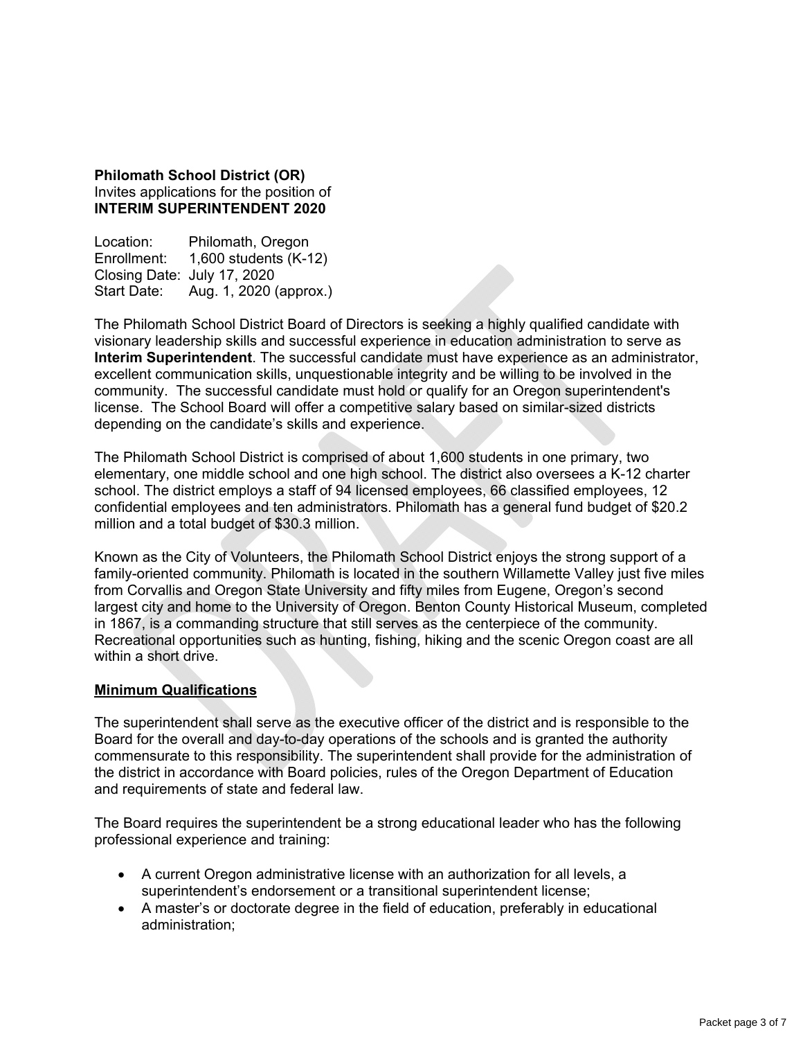**Philomath School District (OR)**
Invites applications for the position of
**INTERIM SUPERINTENDENT 2020**

Location: Philomath, Oregon
Enrollment: 1,600 students (K-12)
Closing Date: July 17, 2020
Start Date: Aug. 1, 2020 (approx.)

The Philomath School District Board of Directors is seeking a highly qualified candidate with visionary leadership skills and successful experience in education administration to serve as **Interim Superintendent**. The successful candidate must have experience as an administrator, excellent communication skills, unquestionable integrity and be willing to be involved in the community. The successful candidate must hold or qualify for an Oregon superintendent's license. The School Board will offer a competitive salary based on similar-sized districts depending on the candidate's skills and experience.

The Philomath School District is comprised of about 1,600 students in one primary, two elementary, one middle school and one high school. The district also oversees a K-12 charter school. The district employs a staff of 94 licensed employees, 66 classified employees, 12 confidential employees and ten administrators. Philomath has a general fund budget of $20.2 million and a total budget of $30.3 million.

Known as the City of Volunteers, the Philomath School District enjoys the strong support of a family-oriented community. Philomath is located in the southern Willamette Valley just five miles from Corvallis and Oregon State University and fifty miles from Eugene, Oregon's second largest city and home to the University of Oregon. Benton County Historical Museum, completed in 1867, is a commanding structure that still serves as the centerpiece of the community. Recreational opportunities such as hunting, fishing, hiking and the scenic Oregon coast are all within a short drive.

**Minimum Qualifications**

The superintendent shall serve as the executive officer of the district and is responsible to the Board for the overall and day-to-day operations of the schools and is granted the authority commensurate to this responsibility. The superintendent shall provide for the administration of the district in accordance with Board policies, rules of the Oregon Department of Education and requirements of state and federal law.

The Board requires the superintendent be a strong educational leader who has the following professional experience and training:

- A current Oregon administrative license with an authorization for all levels, a superintendent's endorsement or a transitional superintendent license;
- A master's or doctorate degree in the field of education, preferably in educational administration;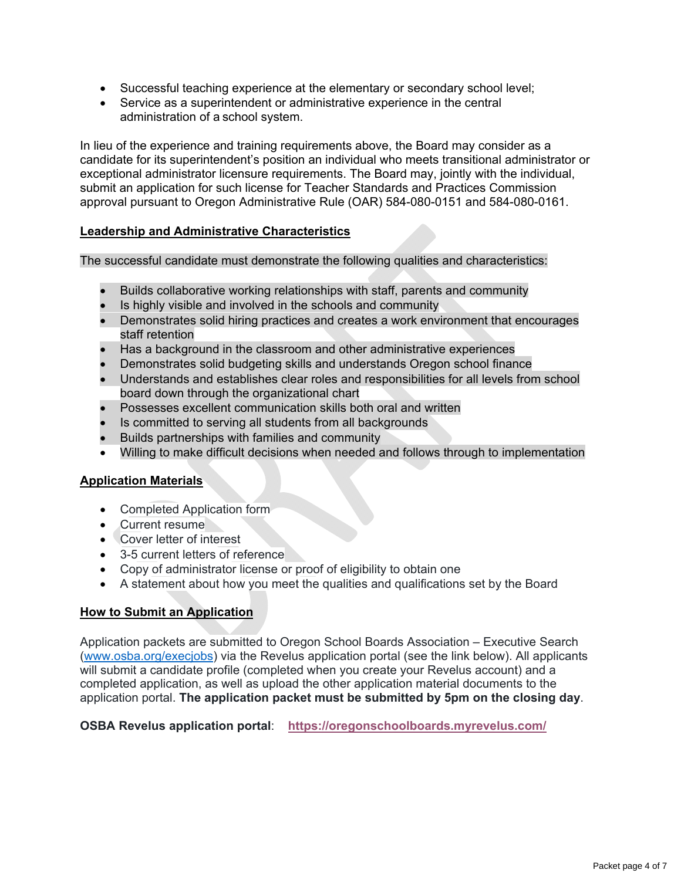- Successful teaching experience at the elementary or secondary school level;
- Service as a superintendent or administrative experience in the central administration of a school system.

In lieu of the experience and training requirements above, the Board may consider as a candidate for its superintendent's position an individual who meets transitional administrator or exceptional administrator licensure requirements. The Board may, jointly with the individual, submit an application for such license for Teacher Standards and Practices Commission approval pursuant to Oregon Administrative Rule (OAR) 584-080-0151 and 584-080-0161.

## Leadership and Administrative Characteristics

The successful candidate must demonstrate the following qualities and characteristics:

- Builds collaborative working relationships with staff, parents and community
- Is highly visible and involved in the schools and community
- Demonstrates solid hiring practices and creates a work environment that encourages staff retention
- Has a background in the classroom and other administrative experiences
- Demonstrates solid budgeting skills and understands Oregon school finance
- Understands and establishes clear roles and responsibilities for all levels from school board down through the organizational chart
- Possesses excellent communication skills both oral and written
- Is committed to serving all students from all backgrounds
- Builds partnerships with families and community
- Willing to make difficult decisions when needed and follows through to implementation

## Application Materials

- Completed Application form
- Current resume
- Cover letter of interest
- 3-5 current letters of reference
- Copy of administrator license or proof of eligibility to obtain one
- A statement about how you meet the qualities and qualifications set by the Board

## How to Submit an Application

Application packets are submitted to Oregon School Boards Association – Executive Search (www.osba.org/execjobs) via the Revelus application portal (see the link below). All applicants will submit a candidate profile (completed when you create your Revelus account) and a completed application, as well as upload the other application material documents to the application portal. **The application packet must be submitted by 5pm on the closing day**.

**OSBA Revelus application portal**: **https://oregonschoolboards.myrevelus.com/**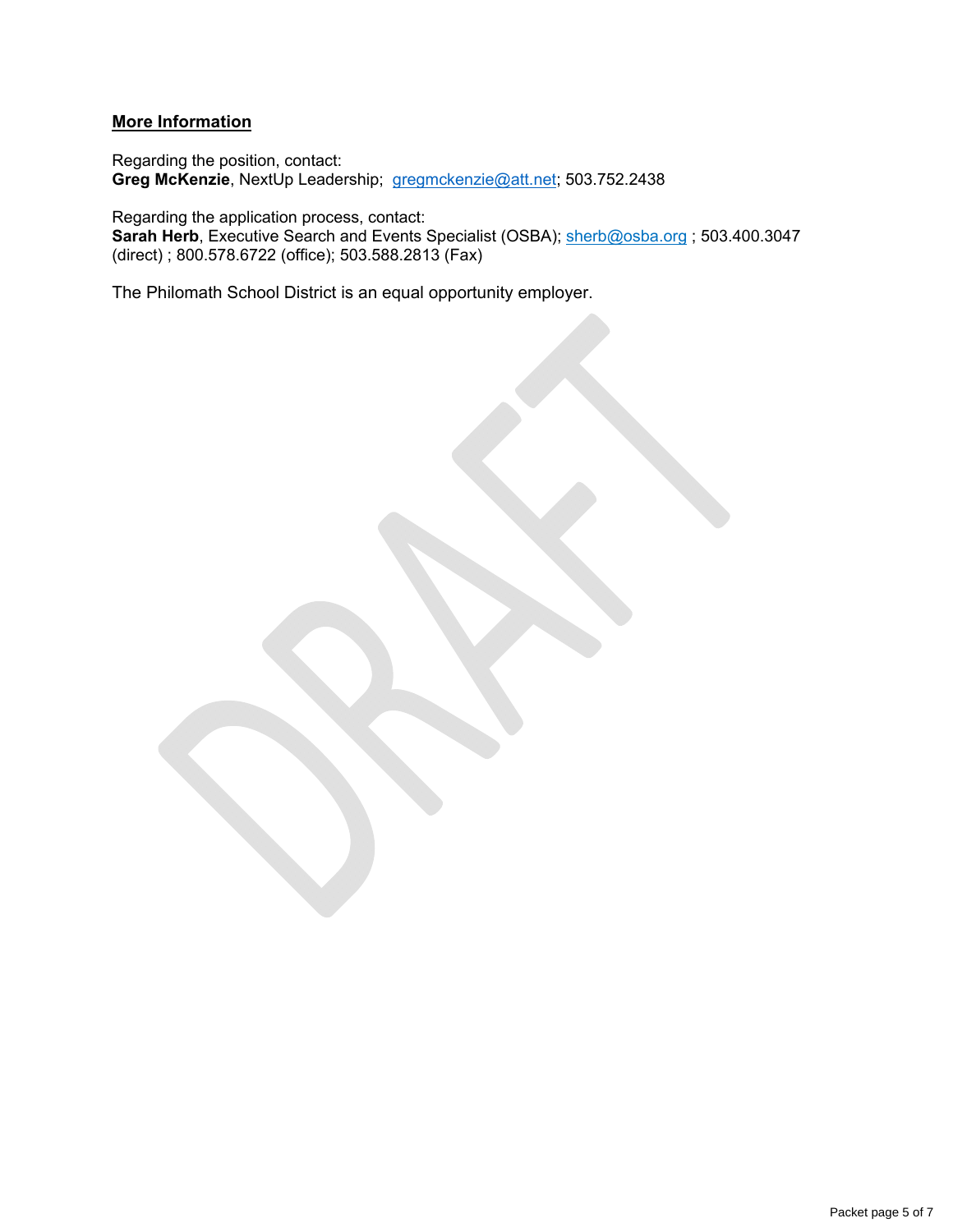## More Information

Regarding the position, contact:
**Greg McKenzie**, NextUp Leadership; gregmckenzie@att.net; 503.752.2438

Regarding the application process, contact:
**Sarah Herb**, Executive Search and Events Specialist (OSBA); sherb@osba.org ; 503.400.3047 (direct) ; 800.578.6722 (office); 503.588.2813 (Fax)

The Philomath School District is an equal opportunity employer.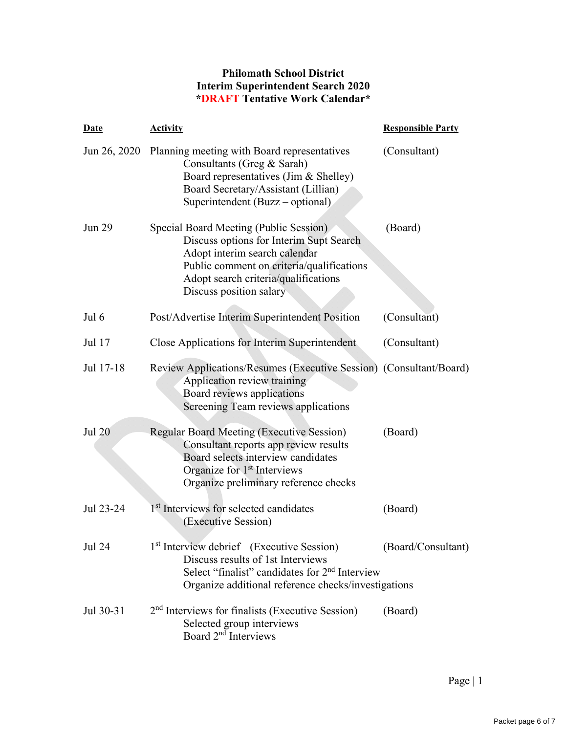**Philomath School District**
**Interim Superintendent Search 2020**
**\*DRAFT Tentative Work Calendar\***

| Date | Activity | Responsible Party |
|---|---|---|
| Jun 26, 2020 | Planning meeting with Board representatives<br>Consultants (Greg & Sarah)<br>Board representatives (Jim & Shelley)<br>Board Secretary/Assistant (Lillian)<br>Superintendent (Buzz – optional) | (Consultant) |
| Jun 29 | Special Board Meeting (Public Session)<br>Discuss options for Interim Supt Search<br>Adopt interim search calendar<br>Public comment on criteria/qualifications<br>Adopt search criteria/qualifications<br>Discuss position salary | (Board) |
| Jul 6 | Post/Advertise Interim Superintendent Position | (Consultant) |
| Jul 17 | Close Applications for Interim Superintendent | (Consultant) |
| Jul 17-18 | Review Applications/Resumes (Executive Session)<br>Application review training<br>Board reviews applications<br>Screening Team reviews applications | (Consultant/Board) |
| Jul 20 | Regular Board Meeting (Executive Session)<br>Consultant reports app review results<br>Board selects interview candidates<br>Organize for 1st Interviews<br>Organize preliminary reference checks | (Board) |
| Jul 23-24 | 1st Interviews for selected candidates<br>(Executive Session) | (Board) |
| Jul 24 | 1st Interview debrief (Executive Session)<br>Discuss results of 1st Interviews<br>Select "finalist" candidates for 2nd Interview<br>Organize additional reference checks/investigations | (Board/Consultant) |
| Jul 30-31 | 2nd Interviews for finalists (Executive Session)<br>Selected group interviews<br>Board 2nd Interviews | (Board) |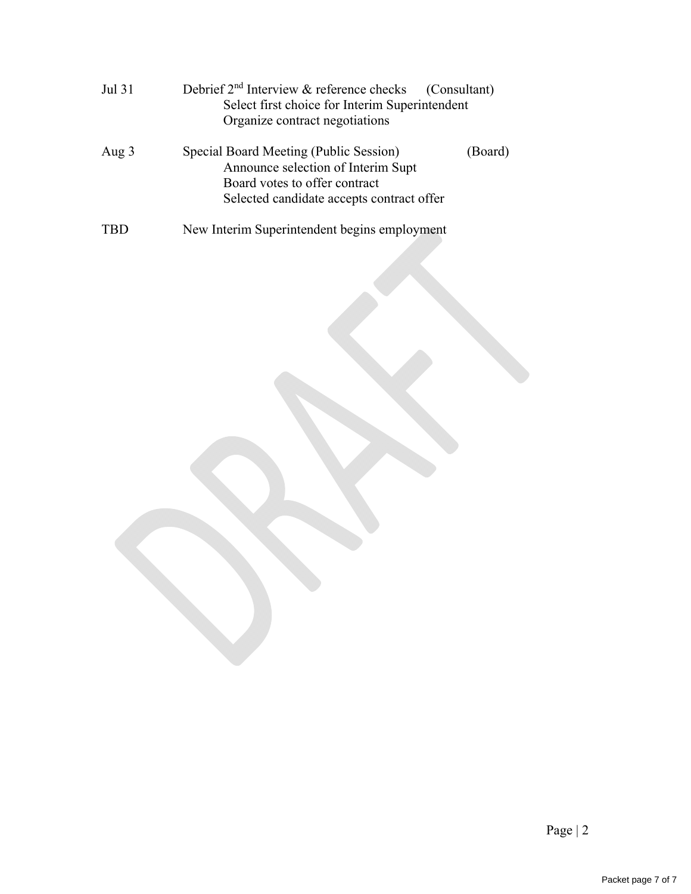| | | |
|---|---|---|
| Jul 31 | Debrief 2nd Interview & reference checks<br>Select first choice for Interim Superintendent<br>Organize contract negotiations | (Consultant) |
| Aug 3 | Special Board Meeting (Public Session)<br>Announce selection of Interim Supt<br>Board votes to offer contract<br>Selected candidate accepts contract offer | (Board) |
| TBD | New Interim Superintendent begins employment | |